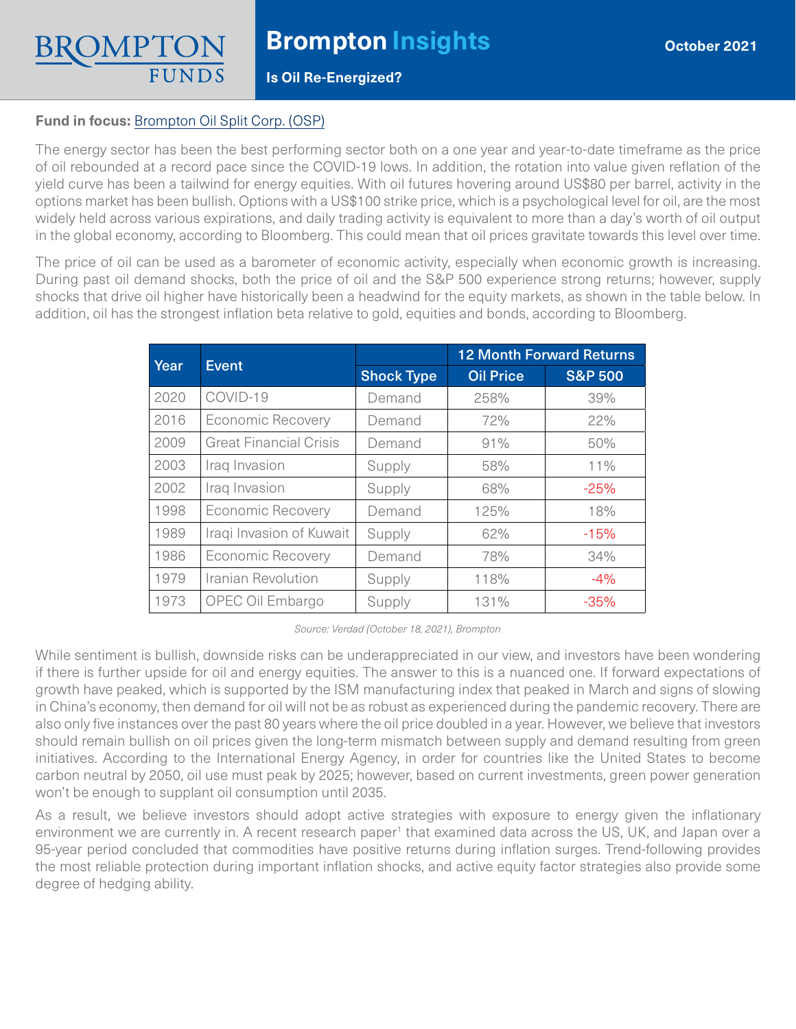# Brompton Insights

**October 2021**

## Is Oil Re-Energized?

**Fund in focus:** Brompton Oil Split Corp. (OSP)

The energy sector has been the best performing sector both on a one year and year-to-date timeframe as the price of oil rebounded at a record pace since the COVID-19 lows. In addition, the rotation into value given reflation of the yield curve has been a tailwind for energy equities. With oil futures hovering around US$80 per barrel, activity in the options market has been bullish. Options with a US$100 strike price, which is a psychological level for oil, are the most widely held across various expirations, and daily trading activity is equivalent to more than a day's worth of oil output in the global economy, according to Bloomberg. This could mean that oil prices gravitate towards this level over time.

The price of oil can be used as a barometer of economic activity, especially when economic growth is increasing. During past oil demand shocks, both the price of oil and the S&P 500 experience strong returns; however, supply shocks that drive oil higher have historically been a headwind for the equity markets, as shown in the table below. In addition, oil has the strongest inflation beta relative to gold, equities and bonds, according to Bloomberg.

| Year | Event | | 12 Month Forward Returns | |
|---|---|---|---|---|
| | | Shock Type | Oil Price | S&P 500 |
| 2020 | COVID-19 | Demand | 258% | 39% |
| 2016 | Economic Recovery | Demand | 72% | 22% |
| 2009 | Great Financial Crisis | Demand | 91% | 50% |
| 2003 | Iraq Invasion | Supply | 58% | 11% |
| 2002 | Iraq Invasion | Supply | 68% | -25% |
| 1998 | Economic Recovery | Demand | 125% | 18% |
| 1989 | Iraqi Invasion of Kuwait | Supply | 62% | -15% |
| 1986 | Economic Recovery | Demand | 78% | 34% |
| 1979 | Iranian Revolution | Supply | 118% | -4% |
| 1973 | OPEC Oil Embargo | Supply | 131% | -35% |

*Source: Verdad (October 18, 2021), Brompton*

While sentiment is bullish, downside risks can be underappreciated in our view, and investors have been wondering if there is further upside for oil and energy equities. The answer to this is a nuanced one. If forward expectations of growth have peaked, which is supported by the ISM manufacturing index that peaked in March and signs of slowing in China's economy, then demand for oil will not be as robust as experienced during the pandemic recovery. There are also only five instances over the past 80 years where the oil price doubled in a year. However, we believe that investors should remain bullish on oil prices given the long-term mismatch between supply and demand resulting from green initiatives. According to the International Energy Agency, in order for countries like the United States to become carbon neutral by 2050, oil use must peak by 2025; however, based on current investments, green power generation won't be enough to supplant oil consumption until 2035.

As a result, we believe investors should adopt active strategies with exposure to energy given the inflationary environment we are currently in. A recent research paper[1] that examined data across the US, UK, and Japan over a 95-year period concluded that commodities have positive returns during inflation surges. Trend-following provides the most reliable protection during important inflation shocks, and active equity factor strategies also provide some degree of hedging ability.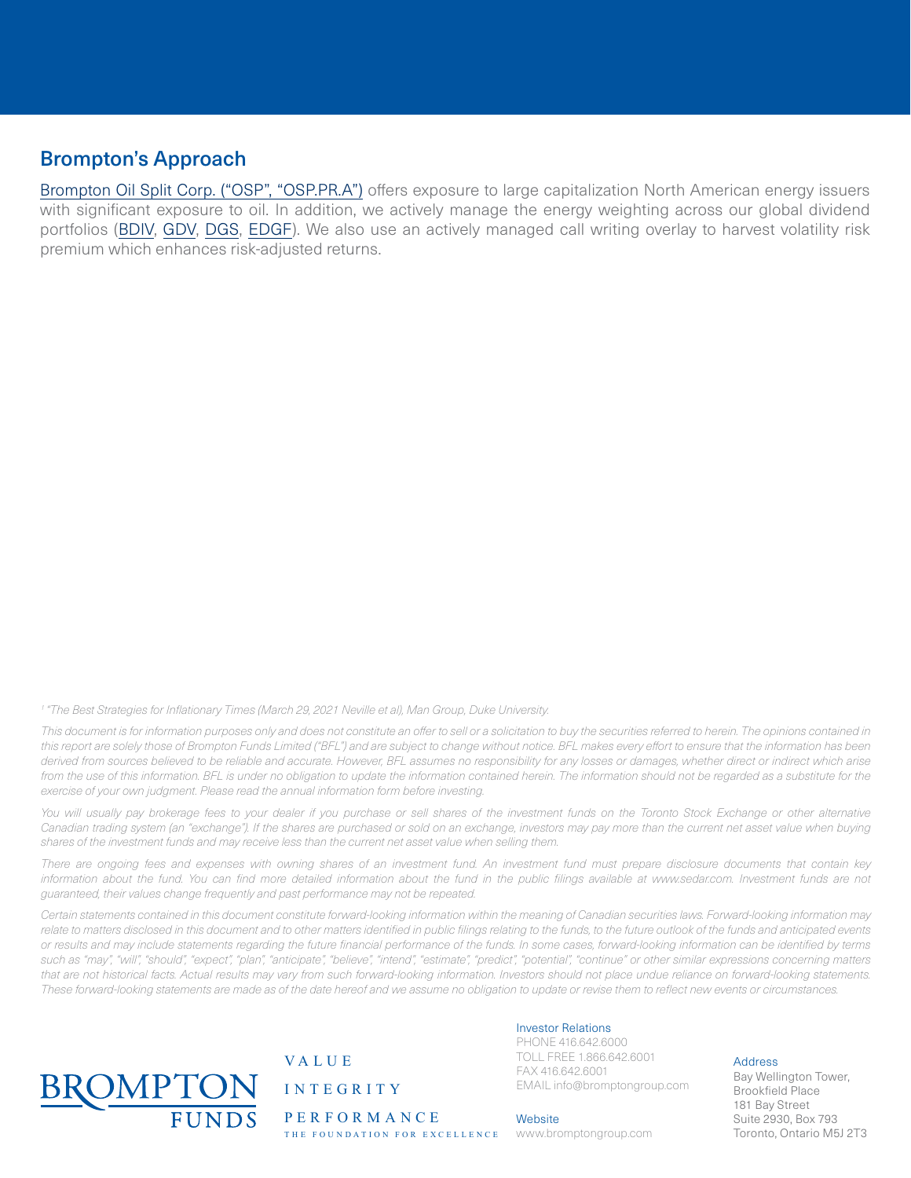## Brompton's Approach

Brompton Oil Split Corp. ("OSP", "OSP.PR.A") offers exposure to large capitalization North American energy issuers with significant exposure to oil. In addition, we actively manage the energy weighting across our global dividend portfolios (BDIV, GDV, DGS, EDGF). We also use an actively managed call writing overlay to harvest volatility risk premium which enhances risk-adjusted returns.

*[1] "The Best Strategies for Inflationary Times (March 29, 2021 Neville et al), Man Group, Duke University.*

*This document is for information purposes only and does not constitute an offer to sell or a solicitation to buy the securities referred to herein. The opinions contained in this report are solely those of Brompton Funds Limited ("BFL") and are subject to change without notice. BFL makes every effort to ensure that the information has been derived from sources believed to be reliable and accurate. However, BFL assumes no responsibility for any losses or damages, whether direct or indirect which arise from the use of this information. BFL is under no obligation to update the information contained herein. The information should not be regarded as a substitute for the exercise of your own judgment. Please read the annual information form before investing.*

*You will usually pay brokerage fees to your dealer if you purchase or sell shares of the investment funds on the Toronto Stock Exchange or other alternative Canadian trading system (an "exchange"). If the shares are purchased or sold on an exchange, investors may pay more than the current net asset value when buying shares of the investment funds and may receive less than the current net asset value when selling them.*

*There are ongoing fees and expenses with owning shares of an investment fund. An investment fund must prepare disclosure documents that contain key information about the fund. You can find more detailed information about the fund in the public filings available at www.sedar.com. Investment funds are not guaranteed, their values change frequently and past performance may not be repeated.*

*Certain statements contained in this document constitute forward-looking information within the meaning of Canadian securities laws. Forward-looking information may relate to matters disclosed in this document and to other matters identified in public filings relating to the funds, to the future outlook of the funds and anticipated events or results and may include statements regarding the future financial performance of the funds. In some cases, forward-looking information can be identified by terms such as "may", "will", "should", "expect", "plan", "anticipate", "believe", "intend", "estimate", "predict", "potential", "continue" or other similar expressions concerning matters that are not historical facts. Actual results may vary from such forward-looking information. Investors should not place undue reliance on forward-looking statements. These forward-looking statements are made as of the date hereof and we assume no obligation to update or revise them to reflect new events or circumstances.*

BROMPTON FUNDS

VALUE
INTEGRITY
PERFORMANCE
THE FOUNDATION FOR EXCELLENCE

Investor Relations
PHONE 416.642.6000
TOLL FREE 1.866.642.6001
FAX 416.642.6001
EMAIL info@bromptongroup.com

Website
www.bromptongroup.com

Address
Bay Wellington Tower,
Brookfield Place
181 Bay Street
Suite 2930, Box 793
Toronto, Ontario M5J 2T3